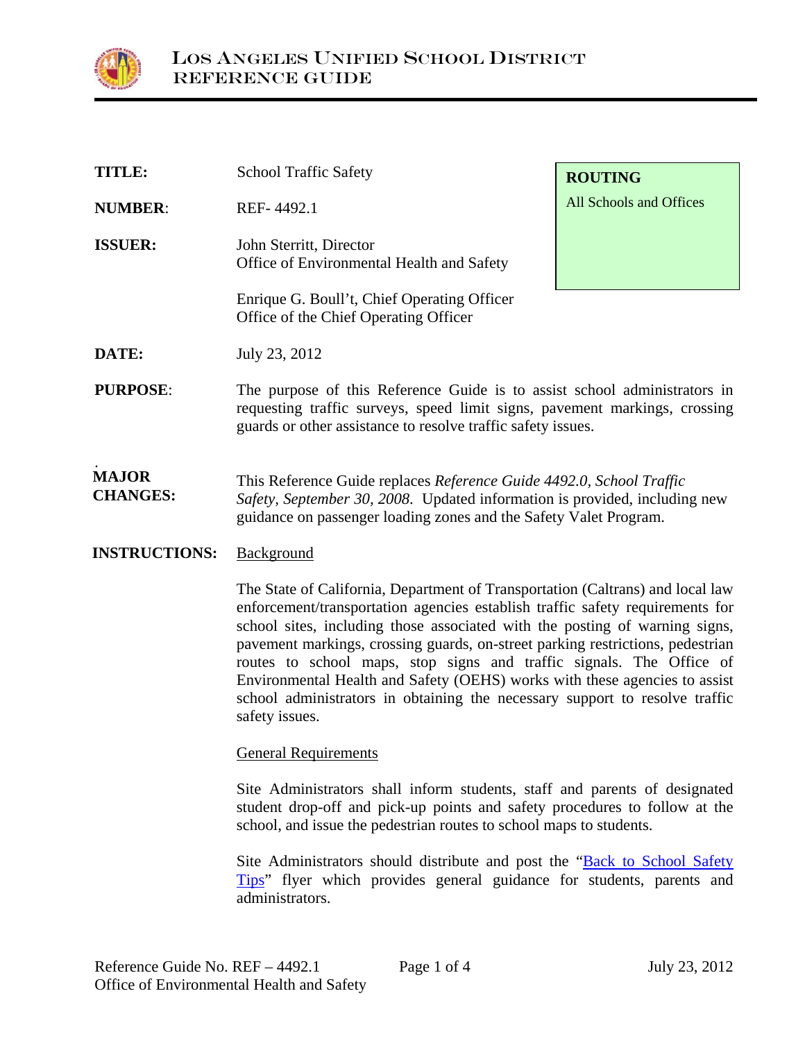# Los Angeles Unified School District
## Reference Guide

| | | |
|---|---|---|
| **TITLE:** | School Traffic Safety | **ROUTING** All Schools and Offices |
| **NUMBER:** | REF- 4492.1 | |
| **ISSUER:** | John Sterritt, Director<br>Office of Environmental Health and Safety<br><br>Enrique G. Boull't, Chief Operating Officer<br>Office of the Chief Operating Officer | |
| **DATE:** | July 23, 2012 | |

**PURPOSE:** The purpose of this Reference Guide is to assist school administrators in requesting traffic surveys, speed limit signs, pavement markings, crossing guards or other assistance to resolve traffic safety issues.

**MAJOR CHANGES:** This Reference Guide replaces *Reference Guide 4492.0, School Traffic Safety, September 30, 2008*. Updated information is provided, including new guidance on passenger loading zones and the Safety Valet Program.

**INSTRUCTIONS:** Background

The State of California, Department of Transportation (Caltrans) and local law enforcement/transportation agencies establish traffic safety requirements for school sites, including those associated with the posting of warning signs, pavement markings, crossing guards, on-street parking restrictions, pedestrian routes to school maps, stop signs and traffic signals. The Office of Environmental Health and Safety (OEHS) works with these agencies to assist school administrators in obtaining the necessary support to resolve traffic safety issues.

General Requirements

Site Administrators shall inform students, staff and parents of designated student drop-off and pick-up points and safety procedures to follow at the school, and issue the pedestrian routes to school maps to students.

Site Administrators should distribute and post the "Back to School Safety Tips" flyer which provides general guidance for students, parents and administrators.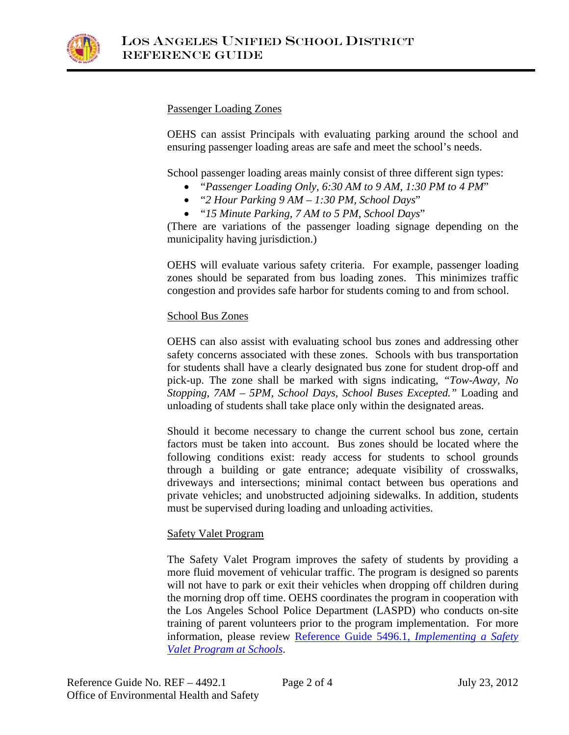## Passenger Loading Zones

OEHS can assist Principals with evaluating parking around the school and ensuring passenger loading areas are safe and meet the school's needs.

School passenger loading areas mainly consist of three different sign types:

- "*Passenger Loading Only, 6:30 AM to 9 AM, 1:30 PM to 4 PM*"
- "*2 Hour Parking 9 AM – 1:30 PM, School Days*"
- "*15 Minute Parking, 7 AM to 5 PM, School Days*"

(There are variations of the passenger loading signage depending on the municipality having jurisdiction.)

OEHS will evaluate various safety criteria. For example, passenger loading zones should be separated from bus loading zones. This minimizes traffic congestion and provides safe harbor for students coming to and from school.

## School Bus Zones

OEHS can also assist with evaluating school bus zones and addressing other safety concerns associated with these zones. Schools with bus transportation for students shall have a clearly designated bus zone for student drop-off and pick-up. The zone shall be marked with signs indicating, *"Tow-Away, No Stopping, 7AM – 5PM, School Days, School Buses Excepted."* Loading and unloading of students shall take place only within the designated areas.

Should it become necessary to change the current school bus zone, certain factors must be taken into account. Bus zones should be located where the following conditions exist: ready access for students to school grounds through a building or gate entrance; adequate visibility of crosswalks, driveways and intersections; minimal contact between bus operations and private vehicles; and unobstructed adjoining sidewalks. In addition, students must be supervised during loading and unloading activities.

## Safety Valet Program

The Safety Valet Program improves the safety of students by providing a more fluid movement of vehicular traffic. The program is designed so parents will not have to park or exit their vehicles when dropping off children during the morning drop off time. OEHS coordinates the program in cooperation with the Los Angeles School Police Department (LASPD) who conducts on-site training of parent volunteers prior to the program implementation. For more information, please review Reference Guide 5496.1, *Implementing a Safety Valet Program at Schools*.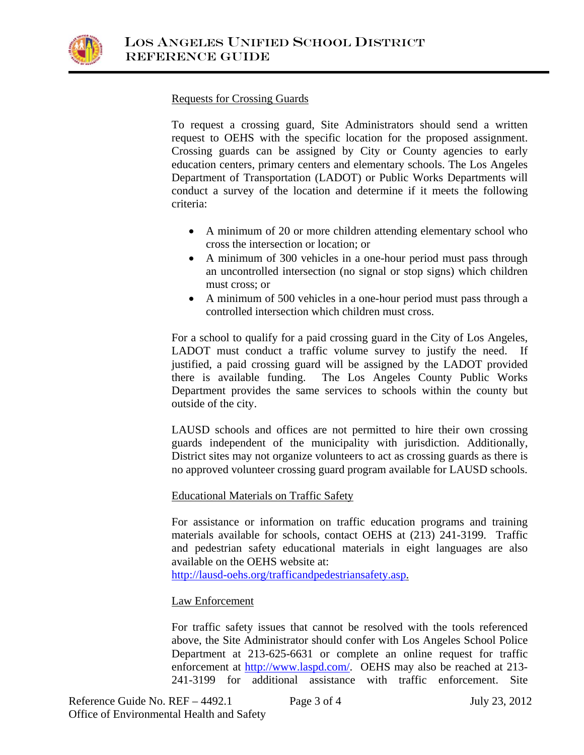### Requests for Crossing Guards

To request a crossing guard, Site Administrators should send a written request to OEHS with the specific location for the proposed assignment. Crossing guards can be assigned by City or County agencies to early education centers, primary centers and elementary schools. The Los Angeles Department of Transportation (LADOT) or Public Works Departments will conduct a survey of the location and determine if it meets the following criteria:

- A minimum of 20 or more children attending elementary school who cross the intersection or location; or
- A minimum of 300 vehicles in a one-hour period must pass through an uncontrolled intersection (no signal or stop signs) which children must cross; or
- A minimum of 500 vehicles in a one-hour period must pass through a controlled intersection which children must cross.

For a school to qualify for a paid crossing guard in the City of Los Angeles, LADOT must conduct a traffic volume survey to justify the need. If justified, a paid crossing guard will be assigned by the LADOT provided there is available funding. The Los Angeles County Public Works Department provides the same services to schools within the county but outside of the city.

LAUSD schools and offices are not permitted to hire their own crossing guards independent of the municipality with jurisdiction. Additionally, District sites may not organize volunteers to act as crossing guards as there is no approved volunteer crossing guard program available for LAUSD schools.

### Educational Materials on Traffic Safety

For assistance or information on traffic education programs and training materials available for schools, contact OEHS at (213) 241-3199. Traffic and pedestrian safety educational materials in eight languages are also available on the OEHS website at:
[http://lausd-oehs.org/trafficandpedestriansafety.asp](http://lausd-oehs.org/trafficandpedestriansafety.asp).

### Law Enforcement

For traffic safety issues that cannot be resolved with the tools referenced above, the Site Administrator should confer with Los Angeles School Police Department at 213-625-6631 or complete an online request for traffic enforcement at [http://www.laspd.com/](http://www.laspd.com/). OEHS may also be reached at 213-241-3199 for additional assistance with traffic enforcement. Site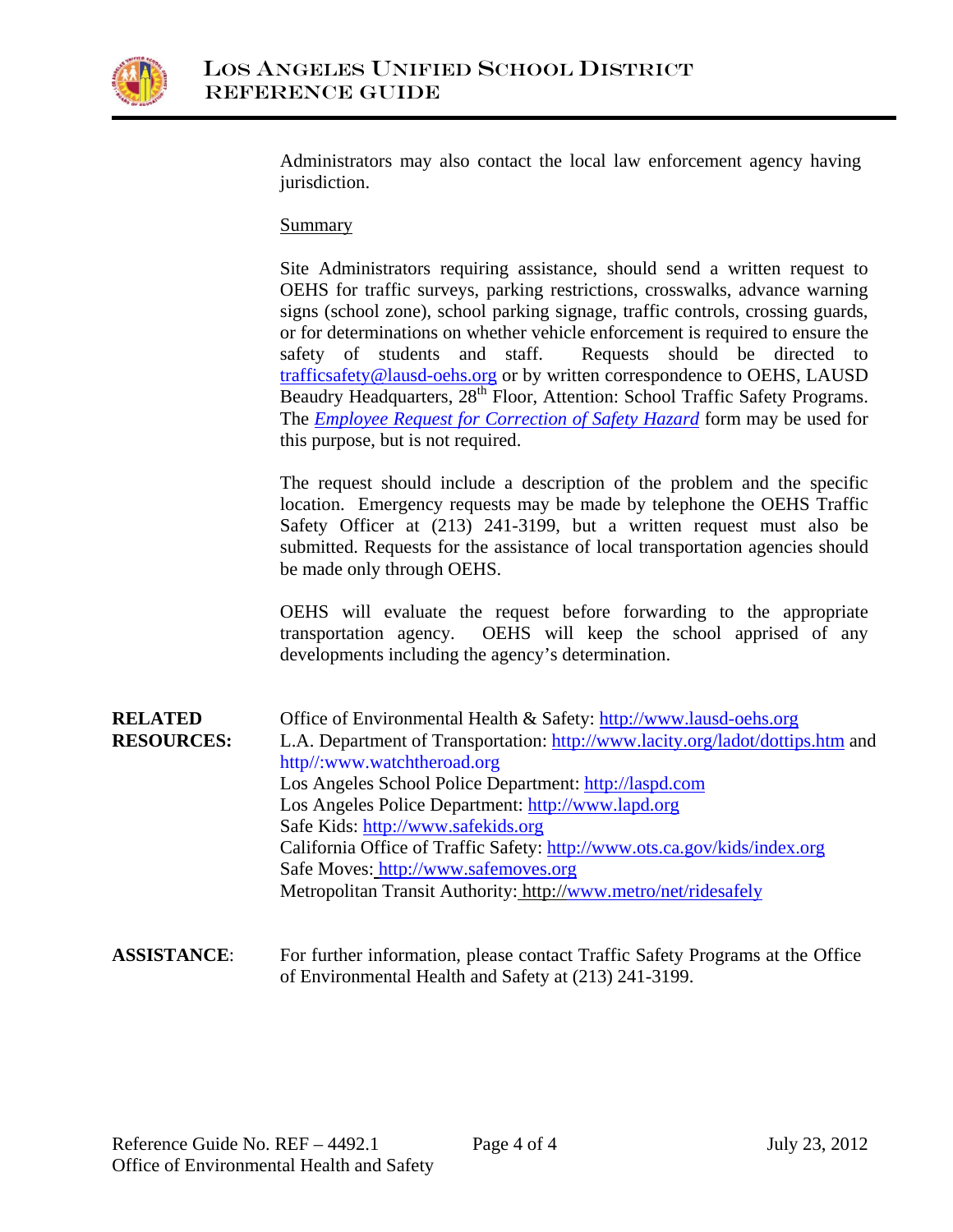Administrators may also contact the local law enforcement agency having jurisdiction.

Summary

Site Administrators requiring assistance, should send a written request to OEHS for traffic surveys, parking restrictions, crosswalks, advance warning signs (school zone), school parking signage, traffic controls, crossing guards, or for determinations on whether vehicle enforcement is required to ensure the safety of students and staff. Requests should be directed to trafficsafety@lausd-oehs.org or by written correspondence to OEHS, LAUSD Beaudry Headquarters, 28th Floor, Attention: School Traffic Safety Programs. The *Employee Request for Correction of Safety Hazard* form may be used for this purpose, but is not required.

The request should include a description of the problem and the specific location. Emergency requests may be made by telephone the OEHS Traffic Safety Officer at (213) 241-3199, but a written request must also be submitted. Requests for the assistance of local transportation agencies should be made only through OEHS.

OEHS will evaluate the request before forwarding to the appropriate transportation agency. OEHS will keep the school apprised of any developments including the agency's determination.

**RELATED RESOURCES:**

Office of Environmental Health & Safety: http://www.lausd-oehs.org
L.A. Department of Transportation: http://www.lacity.org/ladot/dottips.htm and http//:www.watchtheroad.org
Los Angeles School Police Department: http://laspd.com
Los Angeles Police Department: http://www.lapd.org
Safe Kids: http://www.safekids.org
California Office of Traffic Safety: http://www.ots.ca.gov/kids/index.org
Safe Moves: http://www.safemoves.org
Metropolitan Transit Authority: http://www.metro/net/ridesafely

**ASSISTANCE**: For further information, please contact Traffic Safety Programs at the Office of Environmental Health and Safety at (213) 241-3199.

Reference Guide No. REF – 4492.1 July 23, 2012
Office of Environmental Health and Safety